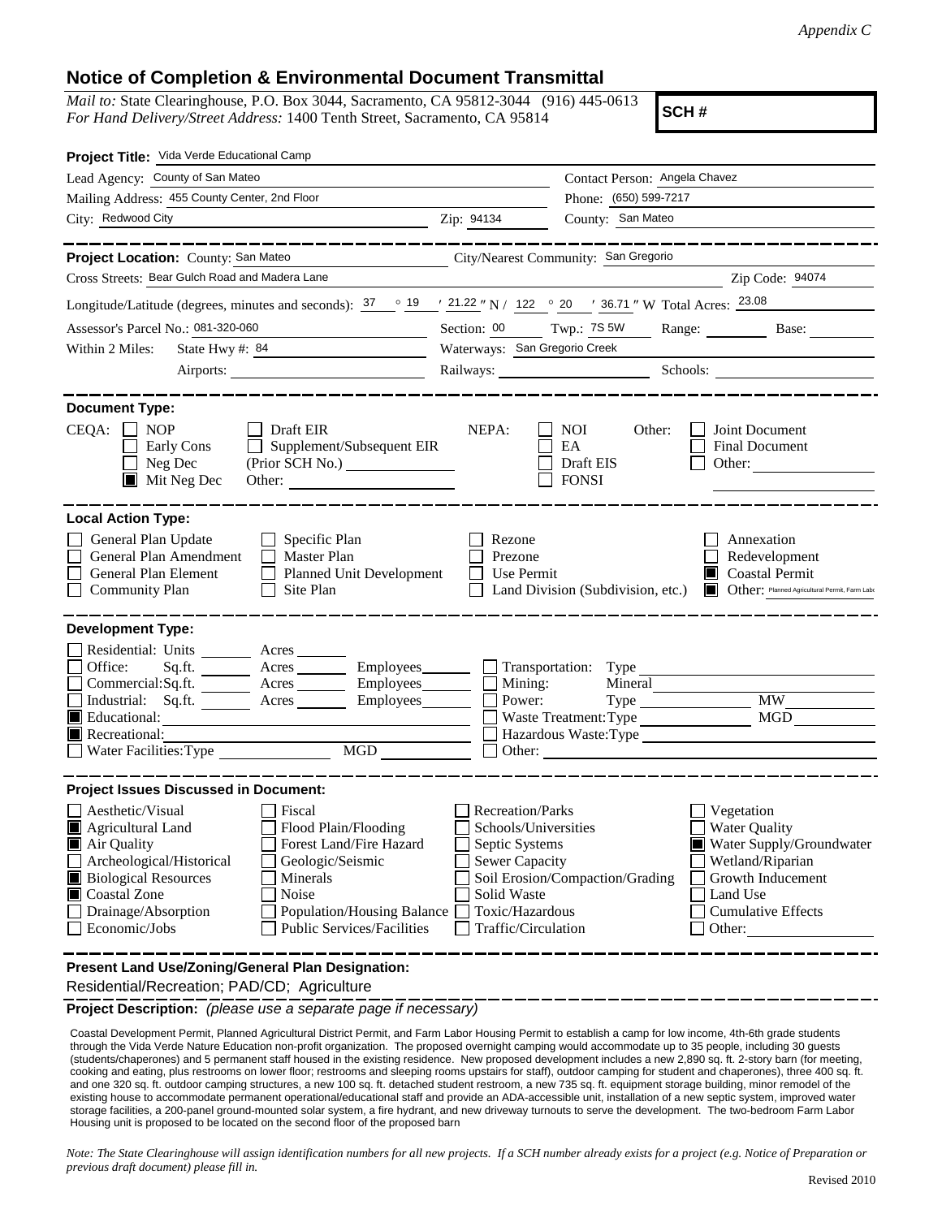*Appendix C*

## Notice of Completion & Environmental Document Transmittal

*Mail to:* State Clearinghouse, P.O. Box 3044, Sacramento, CA 95812-3044 (916) 445-0613
*For Hand Delivery/Street Address:* 1400 Tenth Street, Sacramento, CA 95814

**SCH #**

**Project Title:** Vida Verde Educational Camp

Lead Agency: County of San Mateo
Contact Person: Angela Chavez
Mailing Address: 455 County Center, 2nd Floor
Phone: (650) 599-7217
City: Redwood City
Zip: 94134
County: San Mateo

**Project Location:** County: San Mateo
City/Nearest Community: San Gregorio
Cross Streets: Bear Gulch Road and Madera Lane
Zip Code: 94074

Longitude/Latitude (degrees, minutes and seconds): 37 ° 19 ′ 21.22 ″ N / 122 ° 20 ′ 36.71 ″ W Total Acres: 23.08

Assessor's Parcel No.: 081-320-060
Section: 00 Twp.: 7S 5W Range: Base:

Within 2 Miles: State Hwy #: 84
Waterways: San Gregorio Creek
Airports:
Railways:
Schools:

**Document Type:**

CEQA:
- ☐ NOP
- ☐ Early Cons
- ☐ Neg Dec
- ☒ Mit Neg Dec
- ☐ Draft EIR
- ☐ Supplement/Subsequent EIR (Prior SCH No.)
- Other:

NEPA:
- ☐ NOI
- ☐ EA
- ☐ Draft EIS
- ☐ FONSI

Other:
- ☐ Joint Document
- ☐ Final Document
- ☐ Other:

**Local Action Type:**

- ☐ General Plan Update
- ☐ General Plan Amendment
- ☐ General Plan Element
- ☐ Community Plan
- ☐ Specific Plan
- ☐ Master Plan
- ☐ Planned Unit Development
- ☐ Site Plan
- ☐ Rezone
- ☐ Prezone
- ☐ Use Permit
- ☐ Land Division (Subdivision, etc.)
- ☐ Annexation
- ☐ Redevelopment
- ☒ Coastal Permit
- ☒ Other: Planned Agricultural Permit, Farm Labo

**Development Type:**

- ☐ Residential: Units Acres
- ☐ Office: Sq.ft. Acres Employees
- ☐ Commercial: Sq.ft. Acres Employees
- ☐ Industrial: Sq.ft. Acres Employees
- ☒ Educational:
- ☒ Recreational:
- ☐ Water Facilities: Type MGD
- ☐ Transportation: Type
- ☐ Mining: Mineral
- ☐ Power: Type MW
- ☐ Waste Treatment: Type MGD
- ☐ Hazardous Waste: Type
- ☐ Other:

**Project Issues Discussed in Document:**

- ☐ Aesthetic/Visual
- ☒ Agricultural Land
- ☒ Air Quality
- ☐ Archeological/Historical
- ☒ Biological Resources
- ☒ Coastal Zone
- ☐ Drainage/Absorption
- ☐ Economic/Jobs
- ☐ Fiscal
- ☐ Flood Plain/Flooding
- ☐ Forest Land/Fire Hazard
- ☐ Geologic/Seismic
- ☐ Minerals
- ☐ Noise
- ☐ Population/Housing Balance
- ☐ Public Services/Facilities
- ☐ Recreation/Parks
- ☐ Schools/Universities
- ☐ Septic Systems
- ☐ Sewer Capacity
- ☐ Soil Erosion/Compaction/Grading
- ☐ Solid Waste
- ☐ Toxic/Hazardous
- ☐ Traffic/Circulation
- ☐ Vegetation
- ☐ Water Quality
- ☒ Water Supply/Groundwater
- ☐ Wetland/Riparian
- ☐ Growth Inducement
- ☐ Land Use
- ☐ Cumulative Effects
- ☐ Other:

**Present Land Use/Zoning/General Plan Designation:**

Residential/Recreation; PAD/CD; Agriculture

**Project Description:** *(please use a separate page if necessary)*

Coastal Development Permit, Planned Agricultural District Permit, and Farm Labor Housing Permit to establish a camp for low income, 4th-6th grade students through the Vida Verde Nature Education non-profit organization. The proposed overnight camping would accommodate up to 35 people, including 30 guests (students/chaperones) and 5 permanent staff housed in the existing residence. New proposed development includes a new 2,890 sq. ft. 2-story barn (for meeting, cooking and eating, plus restrooms on lower floor; restrooms and sleeping rooms upstairs for staff), outdoor camping for student and chaperones), three 400 sq. ft. and one 320 sq. ft. outdoor camping structures, a new 100 sq. ft. detached student restroom, a new 735 sq. ft. equipment storage building, minor remodel of the existing house to accommodate permanent operational/educational staff and provide an ADA-accessible unit, installation of a new septic system, improved water storage facilities, a 200-panel ground-mounted solar system, a fire hydrant, and new driveway turnouts to serve the development. The two-bedroom Farm Labor Housing unit is proposed to be located on the second floor of the proposed barn

*Note: The State Clearinghouse will assign identification numbers for all new projects. If a SCH number already exists for a project (e.g. Notice of Preparation or previous draft document) please fill in.*

Revised 2010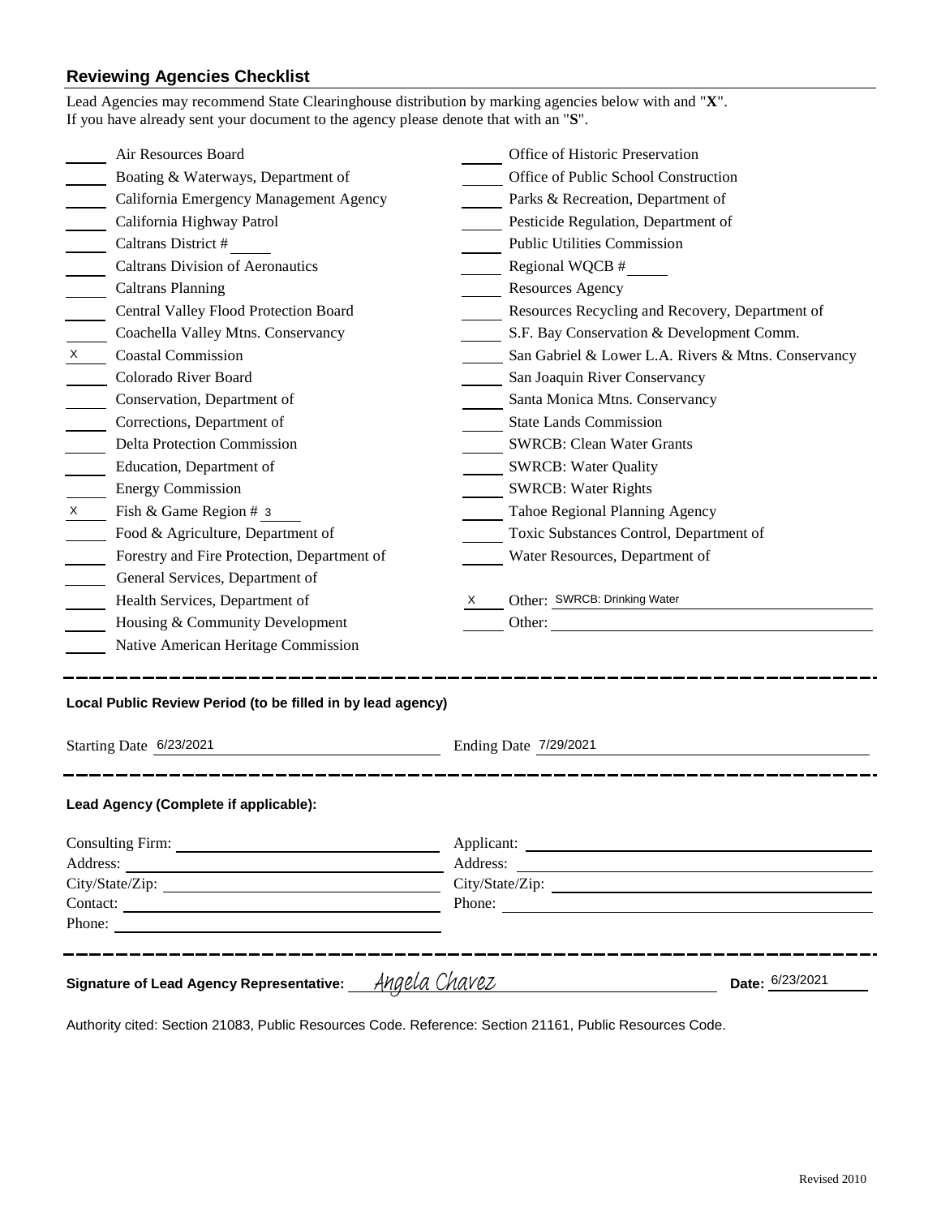## Reviewing Agencies Checklist

Lead Agencies may recommend State Clearinghouse distribution by marking agencies below with and "**X**".
If you have already sent your document to the agency please denote that with an "**S**".

| | | | |
|---|---|---|---|
| | Air Resources Board | | Office of Historic Preservation |
| | Boating & Waterways, Department of | | Office of Public School Construction |
| | California Emergency Management Agency | | Parks & Recreation, Department of |
| | California Highway Patrol | | Pesticide Regulation, Department of |
| | Caltrans District # | | Public Utilities Commission |
| | Caltrans Division of Aeronautics | | Regional WQCB # |
| | Caltrans Planning | | Resources Agency |
| | Central Valley Flood Protection Board | | Resources Recycling and Recovery, Department of |
| | Coachella Valley Mtns. Conservancy | | S.F. Bay Conservation & Development Comm. |
| X | Coastal Commission | | San Gabriel & Lower L.A. Rivers & Mtns. Conservancy |
| | Colorado River Board | | San Joaquin River Conservancy |
| | Conservation, Department of | | Santa Monica Mtns. Conservancy |
| | Corrections, Department of | | State Lands Commission |
| | Delta Protection Commission | | SWRCB: Clean Water Grants |
| | Education, Department of | | SWRCB: Water Quality |
| | Energy Commission | | SWRCB: Water Rights |
| X | Fish & Game Region # 3 | | Tahoe Regional Planning Agency |
| | Food & Agriculture, Department of | | Toxic Substances Control, Department of |
| | Forestry and Fire Protection, Department of | | Water Resources, Department of |
| | General Services, Department of | | |
| | Health Services, Department of | X | Other: SWRCB: Drinking Water |
| | Housing & Community Development | | Other: |
| | Native American Heritage Commission | | |

**Local Public Review Period (to be filled in by lead agency)**

Starting Date 6/23/2021 Ending Date 7/29/2021

**Lead Agency (Complete if applicable):**

| | |
|---|---|
| Consulting Firm: | Applicant: |
| Address: | Address: |
| City/State/Zip: | City/State/Zip: |
| Contact: | Phone: |
| Phone: | |

**Signature of Lead Agency Representative:** *Angela Chavez* **Date:** 6/23/2021

Authority cited: Section 21083, Public Resources Code. Reference: Section 21161, Public Resources Code.

Revised 2010